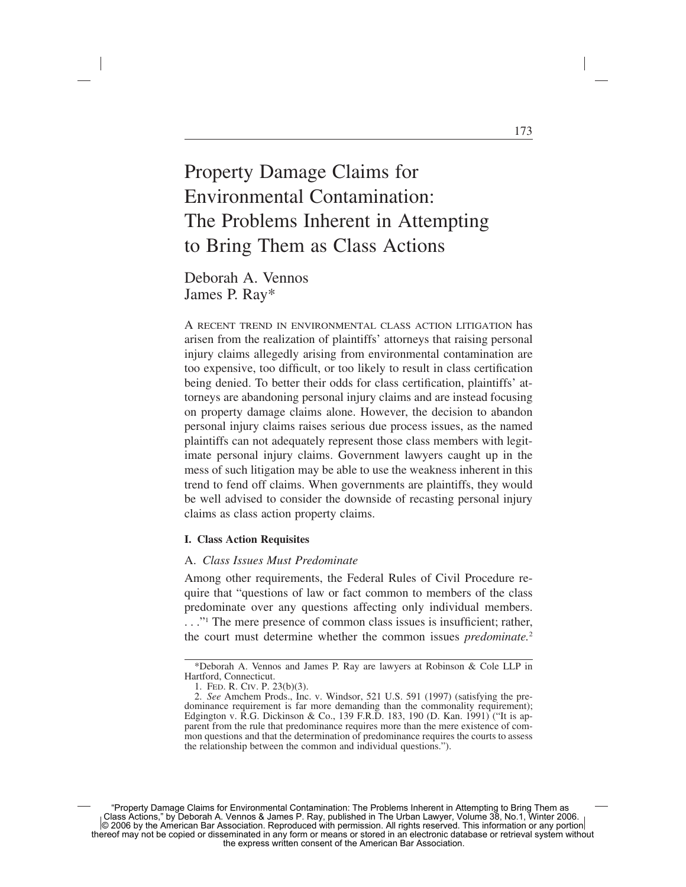# Property Damage Claims for Environmental Contamination: The Problems Inherent in Attempting to Bring Them as Class Actions

Deborah A. Vennos
James P. Ray*

A RECENT TREND IN ENVIRONMENTAL CLASS ACTION LITIGATION has arisen from the realization of plaintiffs' attorneys that raising personal injury claims allegedly arising from environmental contamination are too expensive, too difficult, or too likely to result in class certification being denied. To better their odds for class certification, plaintiffs' attorneys are abandoning personal injury claims and are instead focusing on property damage claims alone. However, the decision to abandon personal injury claims raises serious due process issues, as the named plaintiffs can not adequately represent those class members with legitimate personal injury claims. Government lawyers caught up in the mess of such litigation may be able to use the weakness inherent in this trend to fend off claims. When governments are plaintiffs, they would be well advised to consider the downside of recasting personal injury claims as class action property claims.

## I. Class Action Requisites

### A. *Class Issues Must Predominate*

Among other requirements, the Federal Rules of Civil Procedure require that "questions of law or fact common to members of the class predominate over any questions affecting only individual members. . . ."[1] The mere presence of common class issues is insufficient; rather, the court must determine whether the common issues *predominate.*[2]

---

*Deborah A. Vennos and James P. Ray are lawyers at Robinson & Cole LLP in Hartford, Connecticut.

1. FED. R. CIV. P. 23(b)(3).

2. *See* Amchem Prods., Inc. v. Windsor, 521 U.S. 591 (1997) (satisfying the predominance requirement is far more demanding than the commonality requirement); Edgington v. R.G. Dickinson & Co., 139 F.R.D. 183, 190 (D. Kan. 1991) ("It is apparent from the rule that predominance requires more than the mere existence of common questions and that the determination of predominance requires the courts to assess the relationship between the common and individual questions.").

"Property Damage Claims for Environmental Contamination: The Problems Inherent in Attempting to Bring Them as Class Actions," by Deborah A. Vennos & James P. Ray, published in The Urban Lawyer, Volume 38, No.1, Winter 2006. © 2006 by the American Bar Association. Reproduced with permission. All rights reserved. This information or any portion thereof may not be copied or disseminated in any form or means or stored in an electronic database or retrieval system without the express written consent of the American Bar Association.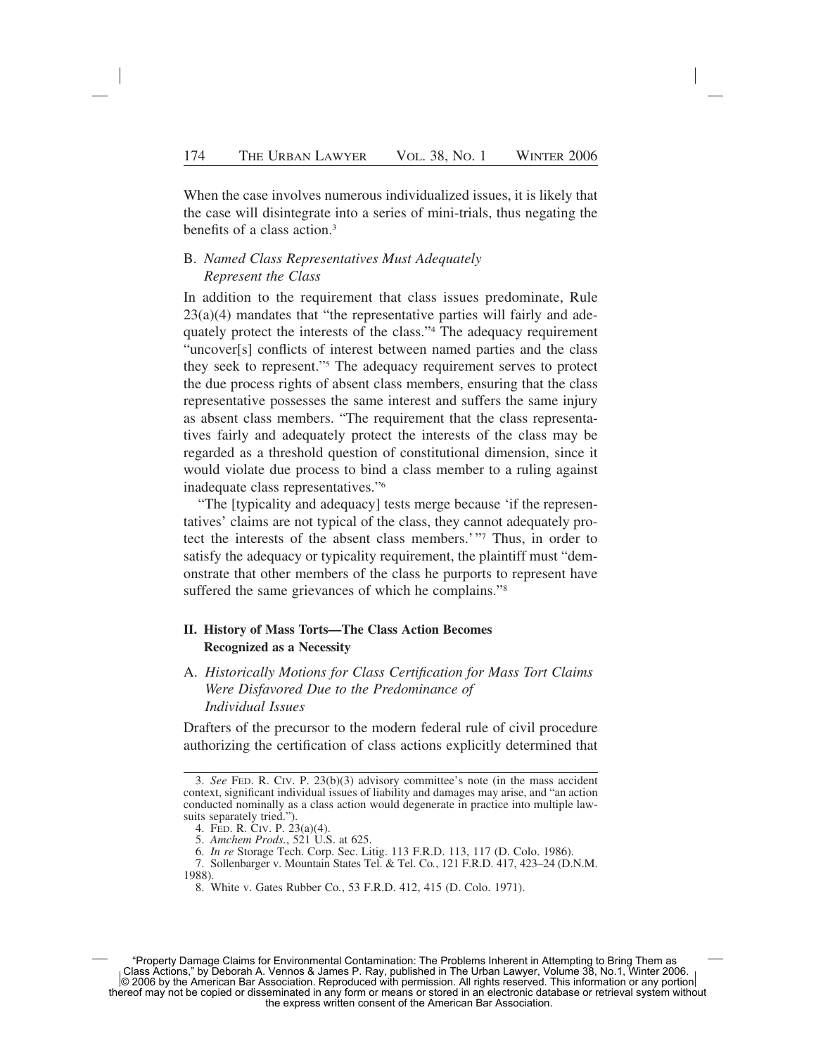When the case involves numerous individualized issues, it is likely that the case will disintegrate into a series of mini-trials, thus negating the benefits of a class action.[3]

### B. *Named Class Representatives Must Adequately Represent the Class*

In addition to the requirement that class issues predominate, Rule 23(a)(4) mandates that "the representative parties will fairly and adequately protect the interests of the class."[4] The adequacy requirement "uncover[s] conflicts of interest between named parties and the class they seek to represent."[5] The adequacy requirement serves to protect the due process rights of absent class members, ensuring that the class representative possesses the same interest and suffers the same injury as absent class members. "The requirement that the class representatives fairly and adequately protect the interests of the class may be regarded as a threshold question of constitutional dimension, since it would violate due process to bind a class member to a ruling against inadequate class representatives."[6]

"The [typicality and adequacy] tests merge because 'if the representatives' claims are not typical of the class, they cannot adequately protect the interests of the absent class members.'"[7] Thus, in order to satisfy the adequacy or typicality requirement, the plaintiff must "demonstrate that other members of the class he purports to represent have suffered the same grievances of which he complains."[8]

## II. History of Mass Torts—The Class Action Becomes Recognized as a Necessity

### A. *Historically Motions for Class Certification for Mass Tort Claims Were Disfavored Due to the Predominance of Individual Issues*

Drafters of the precursor to the modern federal rule of civil procedure authorizing the certification of class actions explicitly determined that

---

3. *See* FED. R. CIV. P. 23(b)(3) advisory committee's note (in the mass accident context, significant individual issues of liability and damages may arise, and "an action conducted nominally as a class action would degenerate in practice into multiple lawsuits separately tried.").

4. FED. R. CIV. P. 23(a)(4).

5. *Amchem Prods.*, 521 U.S. at 625.

6. *In re* Storage Tech. Corp. Sec. Litig. 113 F.R.D. 113, 117 (D. Colo. 1986).

7. Sollenbarger v. Mountain States Tel. & Tel. Co., 121 F.R.D. 417, 423–24 (D.N.M. 1988).

8. White v. Gates Rubber Co., 53 F.R.D. 412, 415 (D. Colo. 1971).

"Property Damage Claims for Environmental Contamination: The Problems Inherent in Attempting to Bring Them as Class Actions," by Deborah A. Vennos & James P. Ray, published in The Urban Lawyer, Volume 38, No.1, Winter 2006. © 2006 by the American Bar Association. Reproduced with permission. All rights reserved. This information or any portion thereof may not be copied or disseminated in any form or means or stored in an electronic database or retrieval system without the express written consent of the American Bar Association.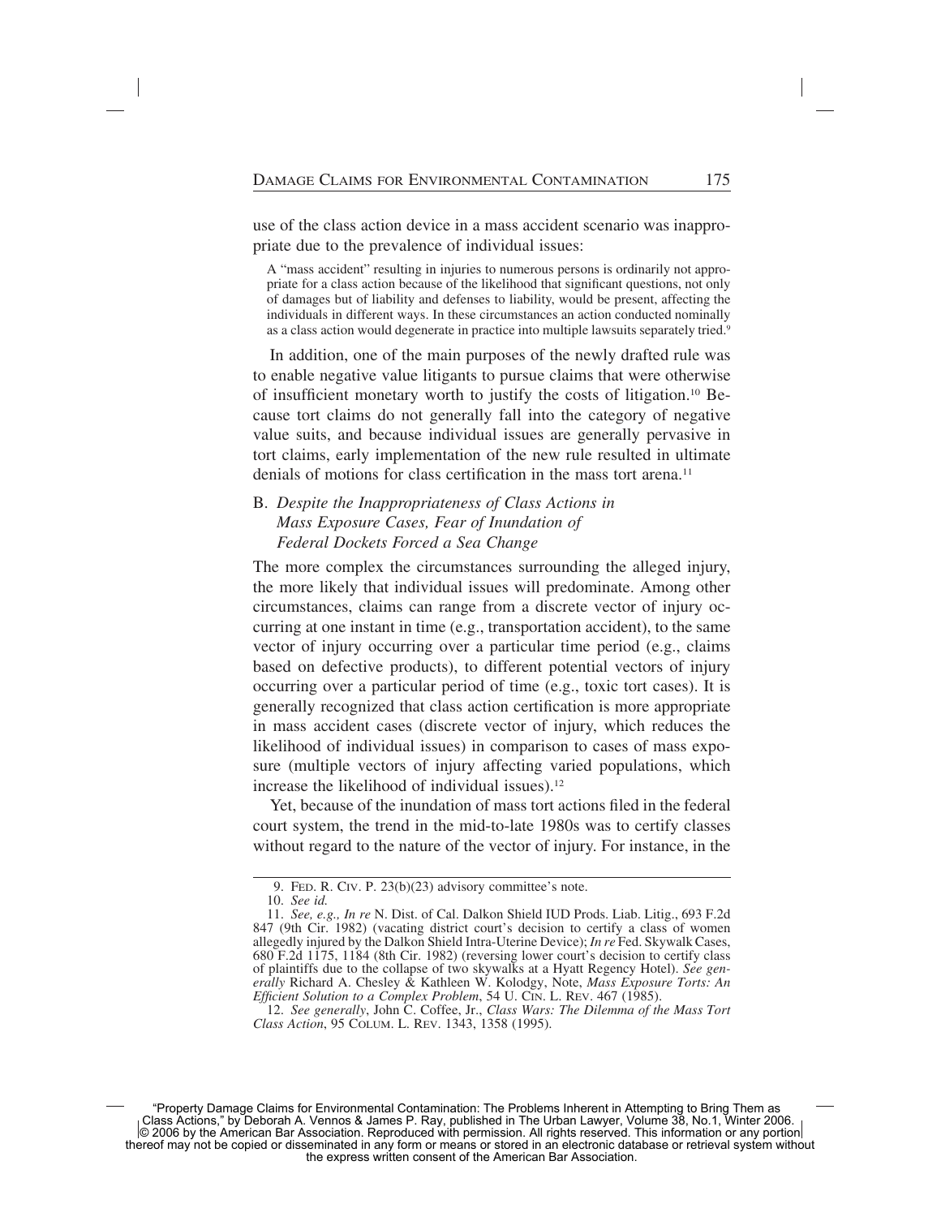use of the class action device in a mass accident scenario was inappropriate due to the prevalence of individual issues:

> A "mass accident" resulting in injuries to numerous persons is ordinarily not appropriate for a class action because of the likelihood that significant questions, not only of damages but of liability and defenses to liability, would be present, affecting the individuals in different ways. In these circumstances an action conducted nominally as a class action would degenerate in practice into multiple lawsuits separately tried.[9]

In addition, one of the main purposes of the newly drafted rule was to enable negative value litigants to pursue claims that were otherwise of insufficient monetary worth to justify the costs of litigation.[10] Because tort claims do not generally fall into the category of negative value suits, and because individual issues are generally pervasive in tort claims, early implementation of the new rule resulted in ultimate denials of motions for class certification in the mass tort arena.[11]

### B. *Despite the Inappropriateness of Class Actions in Mass Exposure Cases, Fear of Inundation of Federal Dockets Forced a Sea Change*

The more complex the circumstances surrounding the alleged injury, the more likely that individual issues will predominate. Among other circumstances, claims can range from a discrete vector of injury occurring at one instant in time (e.g., transportation accident), to the same vector of injury occurring over a particular time period (e.g., claims based on defective products), to different potential vectors of injury occurring over a particular period of time (e.g., toxic tort cases). It is generally recognized that class action certification is more appropriate in mass accident cases (discrete vector of injury, which reduces the likelihood of individual issues) in comparison to cases of mass exposure (multiple vectors of injury affecting varied populations, which increase the likelihood of individual issues).[12]

Yet, because of the inundation of mass tort actions filed in the federal court system, the trend in the mid-to-late 1980s was to certify classes without regard to the nature of the vector of injury. For instance, in the

---

9. FED. R. CIV. P. 23(b)(23) advisory committee's note.

10. *See id.*

11. *See, e.g., In re* N. Dist. of Cal. Dalkon Shield IUD Prods. Liab. Litig., 693 F.2d 847 (9th Cir. 1982) (vacating district court's decision to certify a class of women allegedly injured by the Dalkon Shield Intra-Uterine Device); *In re* Fed. Skywalk Cases, 680 F.2d 1175, 1184 (8th Cir. 1982) (reversing lower court's decision to certify class of plaintiffs due to the collapse of two skywalks at a Hyatt Regency Hotel). *See generally* Richard A. Chesley & Kathleen W. Kolodgy, Note, *Mass Exposure Torts: An Efficient Solution to a Complex Problem*, 54 U. CIN. L. REV. 467 (1985).

12. *See generally*, John C. Coffee, Jr., *Class Wars: The Dilemma of the Mass Tort Class Action*, 95 COLUM. L. REV. 1343, 1358 (1995).

"Property Damage Claims for Environmental Contamination: The Problems Inherent in Attempting to Bring Them as Class Actions," by Deborah A. Vennos & James P. Ray, published in The Urban Lawyer, Volume 38, No.1, Winter 2006. © 2006 by the American Bar Association. Reproduced with permission. All rights reserved. This information or any portion thereof may not be copied or disseminated in any form or means or stored in an electronic database or retrieval system without the express written consent of the American Bar Association.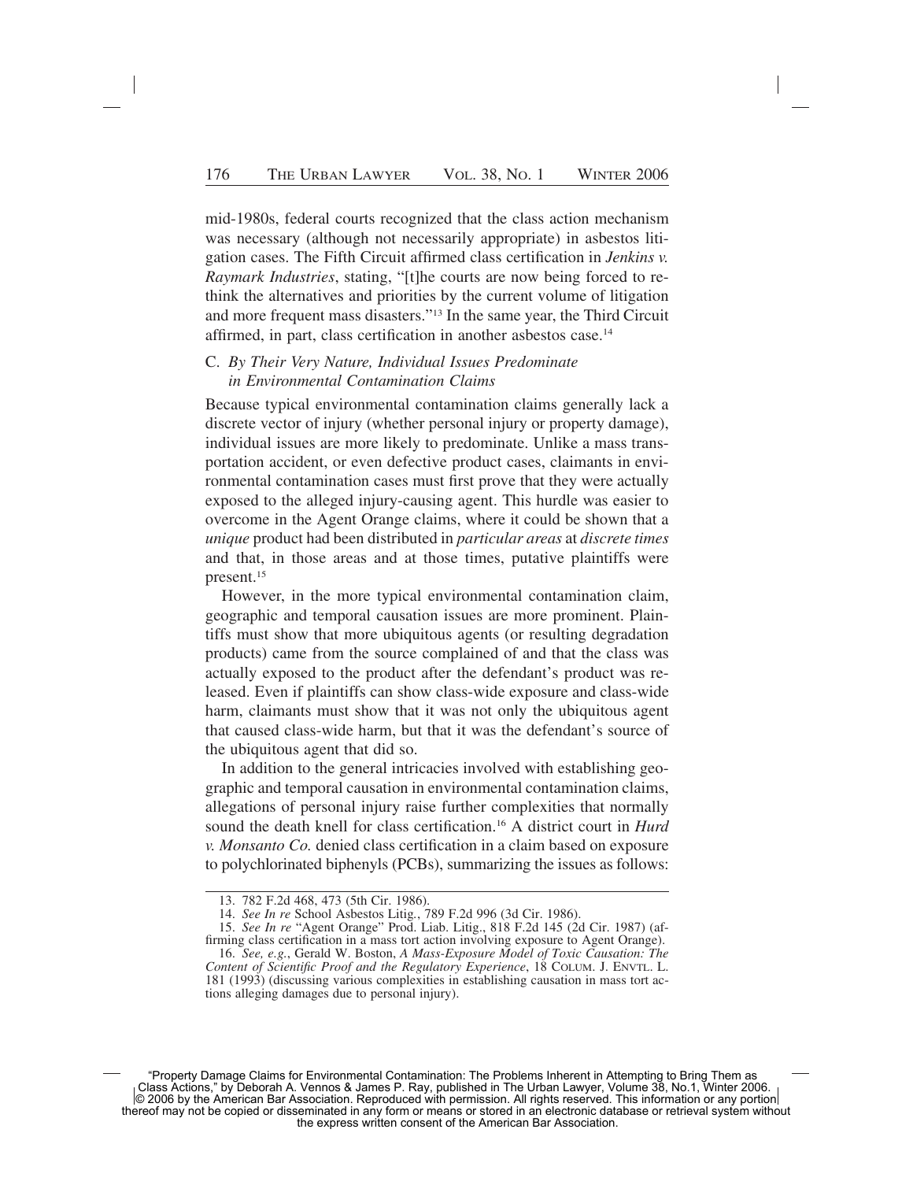mid-1980s, federal courts recognized that the class action mechanism was necessary (although not necessarily appropriate) in asbestos litigation cases. The Fifth Circuit affirmed class certification in *Jenkins v. Raymark Industries*, stating, "[t]he courts are now being forced to rethink the alternatives and priorities by the current volume of litigation and more frequent mass disasters."[13] In the same year, the Third Circuit affirmed, in part, class certification in another asbestos case.[14]

### C. *By Their Very Nature, Individual Issues Predominate in Environmental Contamination Claims*

Because typical environmental contamination claims generally lack a discrete vector of injury (whether personal injury or property damage), individual issues are more likely to predominate. Unlike a mass transportation accident, or even defective product cases, claimants in environmental contamination cases must first prove that they were actually exposed to the alleged injury-causing agent. This hurdle was easier to overcome in the Agent Orange claims, where it could be shown that a *unique* product had been distributed in *particular areas* at *discrete times* and that, in those areas and at those times, putative plaintiffs were present.[15]

However, in the more typical environmental contamination claim, geographic and temporal causation issues are more prominent. Plaintiffs must show that more ubiquitous agents (or resulting degradation products) came from the source complained of and that the class was actually exposed to the product after the defendant's product was released. Even if plaintiffs can show class-wide exposure and class-wide harm, claimants must show that it was not only the ubiquitous agent that caused class-wide harm, but that it was the defendant's source of the ubiquitous agent that did so.

In addition to the general intricacies involved with establishing geographic and temporal causation in environmental contamination claims, allegations of personal injury raise further complexities that normally sound the death knell for class certification.[16] A district court in *Hurd v. Monsanto Co.* denied class certification in a claim based on exposure to polychlorinated biphenyls (PCBs), summarizing the issues as follows:

---

13. 782 F.2d 468, 473 (5th Cir. 1986).

14. *See In re* School Asbestos Litig., 789 F.2d 996 (3d Cir. 1986).

15. *See In re* "Agent Orange" Prod. Liab. Litig., 818 F.2d 145 (2d Cir. 1987) (affirming class certification in a mass tort action involving exposure to Agent Orange).

16. *See, e.g.*, Gerald W. Boston, *A Mass-Exposure Model of Toxic Causation: The Content of Scientific Proof and the Regulatory Experience*, 18 COLUM. J. ENVTL. L. 181 (1993) (discussing various complexities in establishing causation in mass tort actions alleging damages due to personal injury).

"Property Damage Claims for Environmental Contamination: The Problems Inherent in Attempting to Bring Them as Class Actions," by Deborah A. Vennos & James P. Ray, published in The Urban Lawyer, Volume 38, No.1, Winter 2006. © 2006 by the American Bar Association. Reproduced with permission. All rights reserved. This information or any portion thereof may not be copied or disseminated in any form or means or stored in an electronic database or retrieval system without the express written consent of the American Bar Association.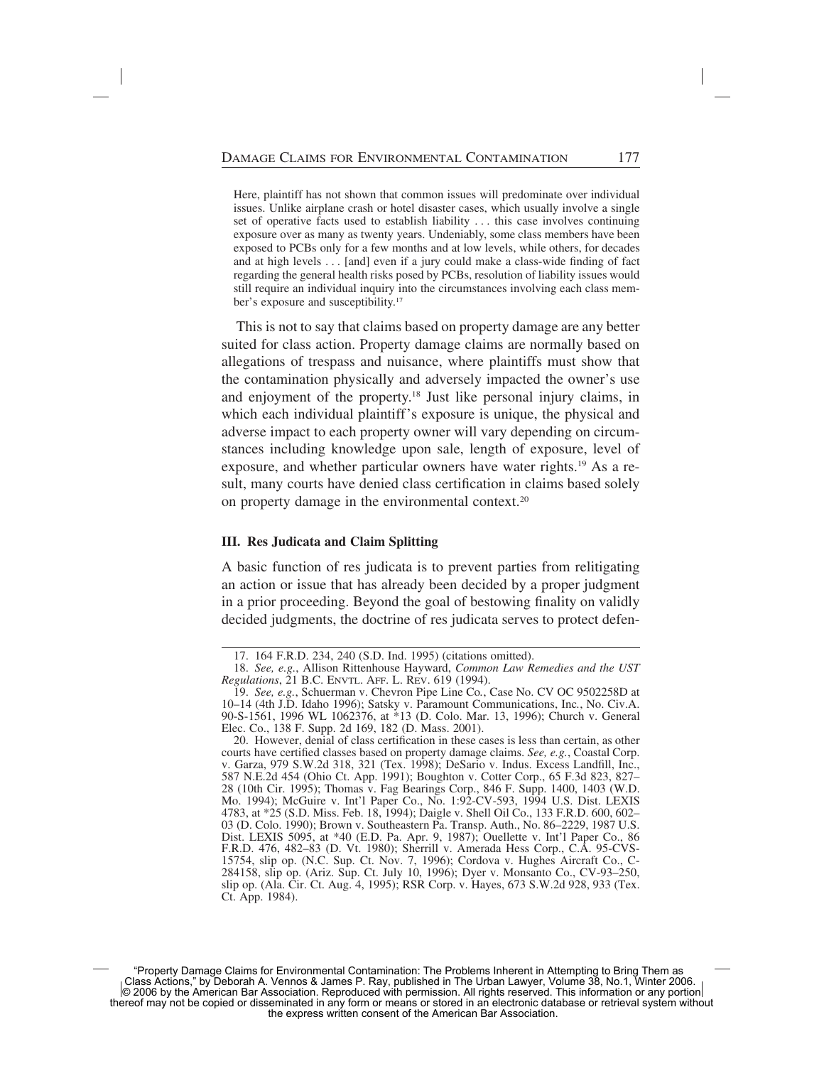> Here, plaintiff has not shown that common issues will predominate over individual issues. Unlike airplane crash or hotel disaster cases, which usually involve a single set of operative facts used to establish liability . . . this case involves continuing exposure over as many as twenty years. Undeniably, some class members have been exposed to PCBs only for a few months and at low levels, while others, for decades and at high levels . . . [and] even if a jury could make a class-wide finding of fact regarding the general health risks posed by PCBs, resolution of liability issues would still require an individual inquiry into the circumstances involving each class member's exposure and susceptibility.[17]

This is not to say that claims based on property damage are any better suited for class action. Property damage claims are normally based on allegations of trespass and nuisance, where plaintiffs must show that the contamination physically and adversely impacted the owner's use and enjoyment of the property.[18] Just like personal injury claims, in which each individual plaintiff's exposure is unique, the physical and adverse impact to each property owner will vary depending on circumstances including knowledge upon sale, length of exposure, level of exposure, and whether particular owners have water rights.[19] As a result, many courts have denied class certification in claims based solely on property damage in the environmental context.[20]

### III. Res Judicata and Claim Splitting

A basic function of res judicata is to prevent parties from relitigating an action or issue that has already been decided by a proper judgment in a prior proceeding. Beyond the goal of bestowing finality on validly decided judgments, the doctrine of res judicata serves to protect defen-

---

17. 164 F.R.D. 234, 240 (S.D. Ind. 1995) (citations omitted).

18. *See, e.g.*, Allison Rittenhouse Hayward, *Common Law Remedies and the UST Regulations*, 21 B.C. Envtl. Aff. L. Rev. 619 (1994).

19. *See, e.g.*, Schuerman v. Chevron Pipe Line Co., Case No. CV OC 9502258D at 10–14 (4th J.D. Idaho 1996); Satsky v. Paramount Communications, Inc., No. Civ.A. 90-S-1561, 1996 WL 1062376, at *13 (D. Colo. Mar. 13, 1996); Church v. General Elec. Co., 138 F. Supp. 2d 169, 182 (D. Mass. 2001).

20. However, denial of class certification in these cases is less than certain, as other courts have certified classes based on property damage claims. *See, e.g.*, Coastal Corp. v. Garza, 979 S.W.2d 318, 321 (Tex. 1998); DeSario v. Indus. Excess Landfill, Inc., 587 N.E.2d 454 (Ohio Ct. App. 1991); Boughton v. Cotter Corp., 65 F.3d 823, 827–28 (10th Cir. 1995); Thomas v. Fag Bearings Corp., 846 F. Supp. 1400, 1403 (W.D. Mo. 1994); McGuire v. Int'l Paper Co., No. 1:92-CV-593, 1994 U.S. Dist. LEXIS 4783, at *25 (S.D. Miss. Feb. 18, 1994); Daigle v. Shell Oil Co., 133 F.R.D. 600, 602–03 (D. Colo. 1990); Brown v. Southeastern Pa. Transp. Auth., No. 86–2229, 1987 U.S. Dist. LEXIS 5095, at *40 (E.D. Pa. Apr. 9, 1987); Ouellette v. Int'l Paper Co., 86 F.R.D. 476, 482–83 (D. Vt. 1980); Sherrill v. Amerada Hess Corp., C.A. 95-CVS-15754, slip op. (N.C. Sup. Ct. Nov. 7, 1996); Cordova v. Hughes Aircraft Co., C-284158, slip op. (Ariz. Sup. Ct. July 10, 1996); Dyer v. Monsanto Co., CV-93–250, slip op. (Ala. Cir. Ct. Aug. 4, 1995); RSR Corp. v. Hayes, 673 S.W.2d 928, 933 (Tex. Ct. App. 1984).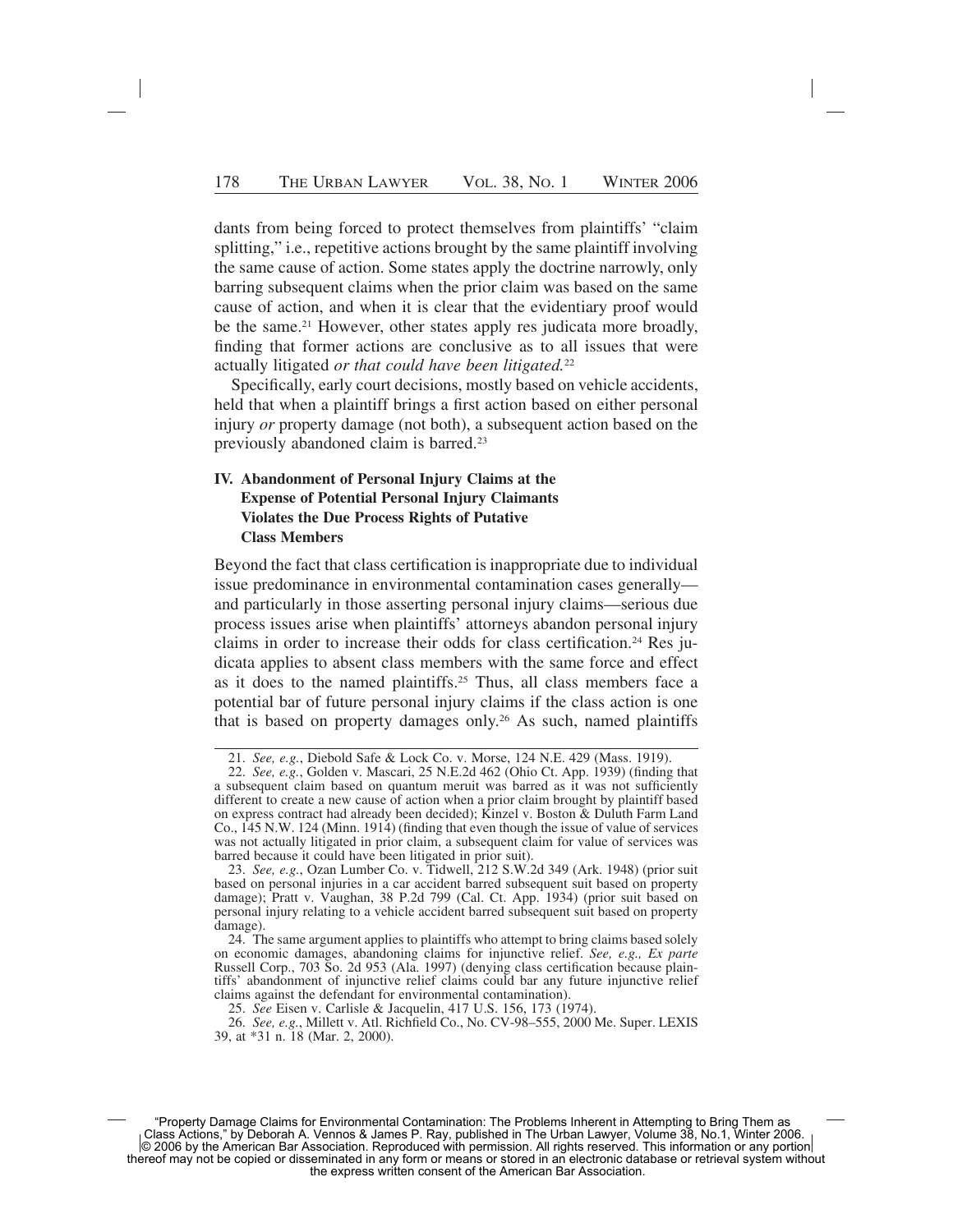dants from being forced to protect themselves from plaintiffs' "claim splitting," i.e., repetitive actions brought by the same plaintiff involving the same cause of action. Some states apply the doctrine narrowly, only barring subsequent claims when the prior claim was based on the same cause of action, and when it is clear that the evidentiary proof would be the same.[21] However, other states apply res judicata more broadly, finding that former actions are conclusive as to all issues that were actually litigated *or that could have been litigated.*[22]

Specifically, early court decisions, mostly based on vehicle accidents, held that when a plaintiff brings a first action based on either personal injury *or* property damage (not both), a subsequent action based on the previously abandoned claim is barred.[23]

## IV. Abandonment of Personal Injury Claims at the Expense of Potential Personal Injury Claimants Violates the Due Process Rights of Putative Class Members

Beyond the fact that class certification is inappropriate due to individual issue predominance in environmental contamination cases generally—and particularly in those asserting personal injury claims—serious due process issues arise when plaintiffs' attorneys abandon personal injury claims in order to increase their odds for class certification.[24] Res judicata applies to absent class members with the same force and effect as it does to the named plaintiffs.[25] Thus, all class members face a potential bar of future personal injury claims if the class action is one that is based on property damages only.[26] As such, named plaintiffs

---

21. *See, e.g.*, Diebold Safe & Lock Co. v. Morse, 124 N.E. 429 (Mass. 1919).

22. *See, e.g.*, Golden v. Mascari, 25 N.E.2d 462 (Ohio Ct. App. 1939) (finding that a subsequent claim based on quantum meruit was barred as it was not sufficiently different to create a new cause of action when a prior claim brought by plaintiff based on express contract had already been decided); Kinzel v. Boston & Duluth Farm Land Co., 145 N.W. 124 (Minn. 1914) (finding that even though the issue of value of services was not actually litigated in prior claim, a subsequent claim for value of services was barred because it could have been litigated in prior suit).

23. *See, e.g.*, Ozan Lumber Co. v. Tidwell, 212 S.W.2d 349 (Ark. 1948) (prior suit based on personal injuries in a car accident barred subsequent suit based on property damage); Pratt v. Vaughan, 38 P.2d 799 (Cal. Ct. App. 1934) (prior suit based on personal injury relating to a vehicle accident barred subsequent suit based on property damage).

24. The same argument applies to plaintiffs who attempt to bring claims based solely on economic damages, abandoning claims for injunctive relief. *See, e.g., Ex parte* Russell Corp., 703 So. 2d 953 (Ala. 1997) (denying class certification because plaintiffs' abandonment of injunctive relief claims could bar any future injunctive relief claims against the defendant for environmental contamination).

25. *See* Eisen v. Carlisle & Jacquelin, 417 U.S. 156, 173 (1974).

26. *See, e.g.*, Millett v. Atl. Richfield Co., No. CV-98–555, 2000 Me. Super. LEXIS 39, at *31 n. 18 (Mar. 2, 2000).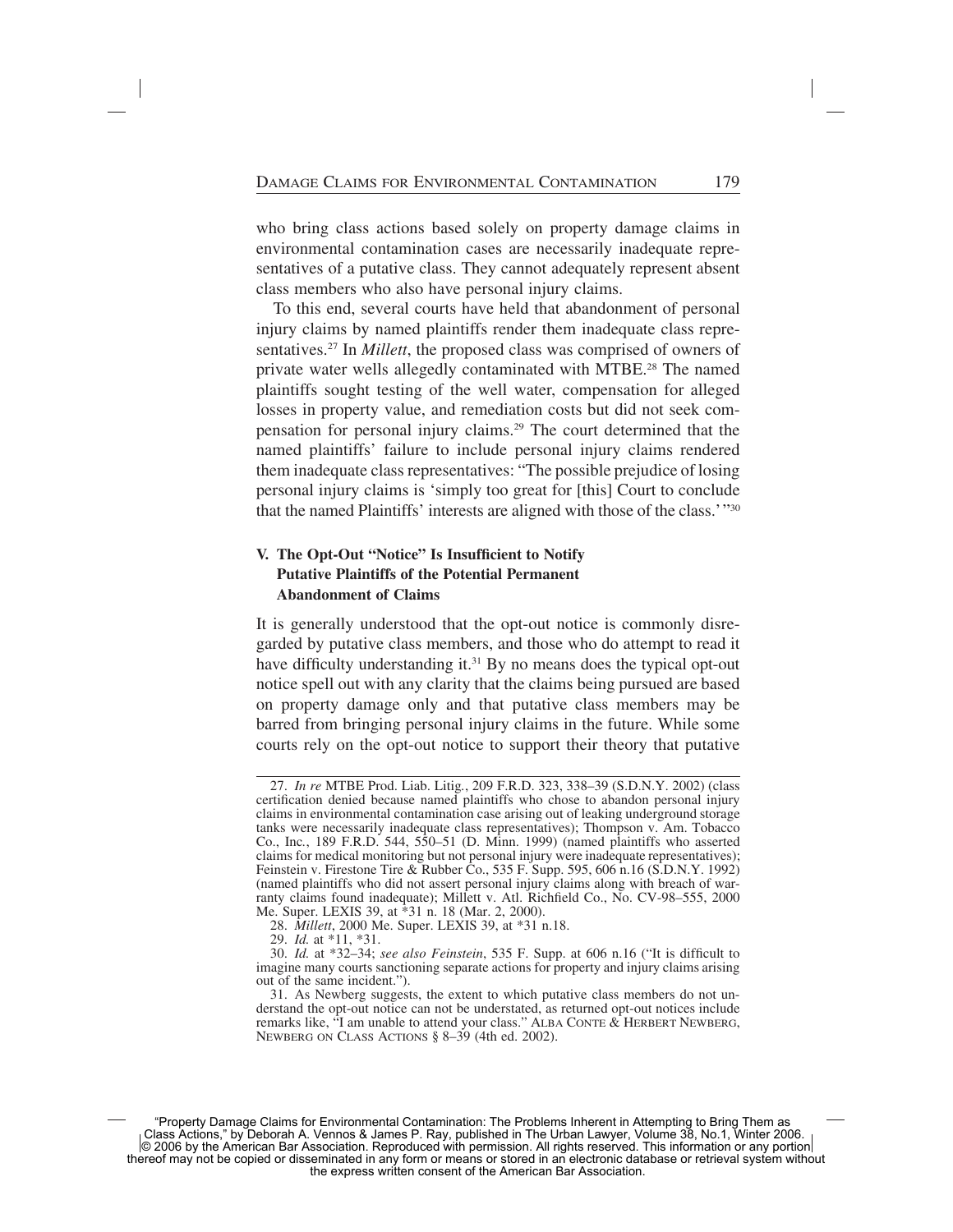who bring class actions based solely on property damage claims in environmental contamination cases are necessarily inadequate representatives of a putative class. They cannot adequately represent absent class members who also have personal injury claims.

To this end, several courts have held that abandonment of personal injury claims by named plaintiffs render them inadequate class representatives.[27] In *Millett*, the proposed class was comprised of owners of private water wells allegedly contaminated with MTBE.[28] The named plaintiffs sought testing of the well water, compensation for alleged losses in property value, and remediation costs but did not seek compensation for personal injury claims.[29] The court determined that the named plaintiffs' failure to include personal injury claims rendered them inadequate class representatives: "The possible prejudice of losing personal injury claims is 'simply too great for [this] Court to conclude that the named Plaintiffs' interests are aligned with those of the class.' "[30]

## V. The Opt-Out "Notice" Is Insufficient to Notify Putative Plaintiffs of the Potential Permanent Abandonment of Claims

It is generally understood that the opt-out notice is commonly disregarded by putative class members, and those who do attempt to read it have difficulty understanding it.[31] By no means does the typical opt-out notice spell out with any clarity that the claims being pursued are based on property damage only and that putative class members may be barred from bringing personal injury claims in the future. While some courts rely on the opt-out notice to support their theory that putative

---

27. *In re* MTBE Prod. Liab. Litig., 209 F.R.D. 323, 338–39 (S.D.N.Y. 2002) (class certification denied because named plaintiffs who chose to abandon personal injury claims in environmental contamination case arising out of leaking underground storage tanks were necessarily inadequate class representatives); Thompson v. Am. Tobacco Co., Inc., 189 F.R.D. 544, 550–51 (D. Minn. 1999) (named plaintiffs who asserted claims for medical monitoring but not personal injury were inadequate representatives); Feinstein v. Firestone Tire & Rubber Co., 535 F. Supp. 595, 606 n.16 (S.D.N.Y. 1992) (named plaintiffs who did not assert personal injury claims along with breach of warranty claims found inadequate); Millett v. Atl. Richfield Co., No. CV-98–555, 2000 Me. Super. LEXIS 39, at *31 n. 18 (Mar. 2, 2000).

28. *Millett*, 2000 Me. Super. LEXIS 39, at *31 n.18.

29. *Id.* at *11, *31.

30. *Id.* at *32–34; *see also Feinstein*, 535 F. Supp. at 606 n.16 ("It is difficult to imagine many courts sanctioning separate actions for property and injury claims arising out of the same incident.").

31. As Newberg suggests, the extent to which putative class members do not understand the opt-out notice can not be understated, as returned opt-out notices include remarks like, "I am unable to attend your class." ALBA CONTE & HERBERT NEWBERG, NEWBERG ON CLASS ACTIONS § 8–39 (4th ed. 2002).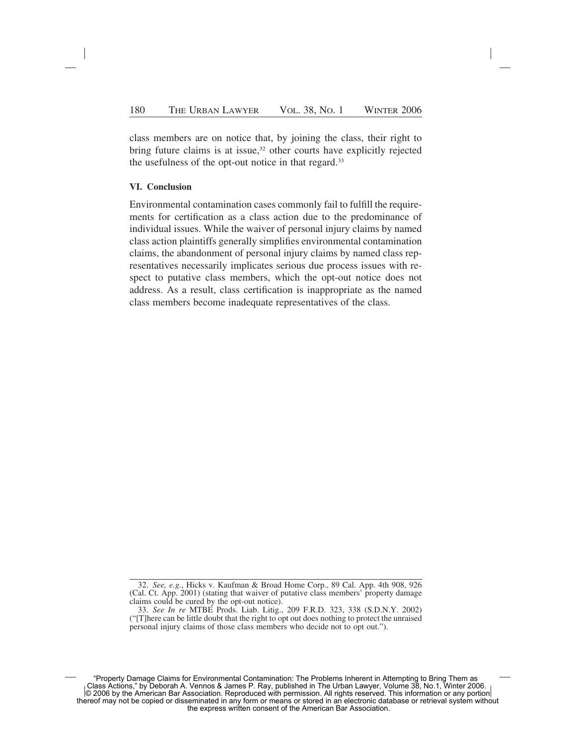class members are on notice that, by joining the class, their right to bring future claims is at issue,[32] other courts have explicitly rejected the usefulness of the opt-out notice in that regard.[33]

### VI. Conclusion

Environmental contamination cases commonly fail to fulfill the requirements for certification as a class action due to the predominance of individual issues. While the waiver of personal injury claims by named class action plaintiffs generally simplifies environmental contamination claims, the abandonment of personal injury claims by named class representatives necessarily implicates serious due process issues with respect to putative class members, which the opt-out notice does not address. As a result, class certification is inappropriate as the named class members become inadequate representatives of the class.

---

32. *See, e.g.*, Hicks v. Kaufman & Broad Home Corp., 89 Cal. App. 4th 908, 926 (Cal. Ct. App. 2001) (stating that waiver of putative class members' property damage claims could be cured by the opt-out notice).

33. *See In re* MTBE Prods. Liab. Litig., 209 F.R.D. 323, 338 (S.D.N.Y. 2002) ("[T]here can be little doubt that the right to opt out does nothing to protect the unraised personal injury claims of those class members who decide not to opt out.").

"Property Damage Claims for Environmental Contamination: The Problems Inherent in Attempting to Bring Them as Class Actions," by Deborah A. Vennos & James P. Ray, published in The Urban Lawyer, Volume 38, No.1, Winter 2006. © 2006 by the American Bar Association. Reproduced with permission. All rights reserved. This information or any portion thereof may not be copied or disseminated in any form or means or stored in an electronic database or retrieval system without the express written consent of the American Bar Association.